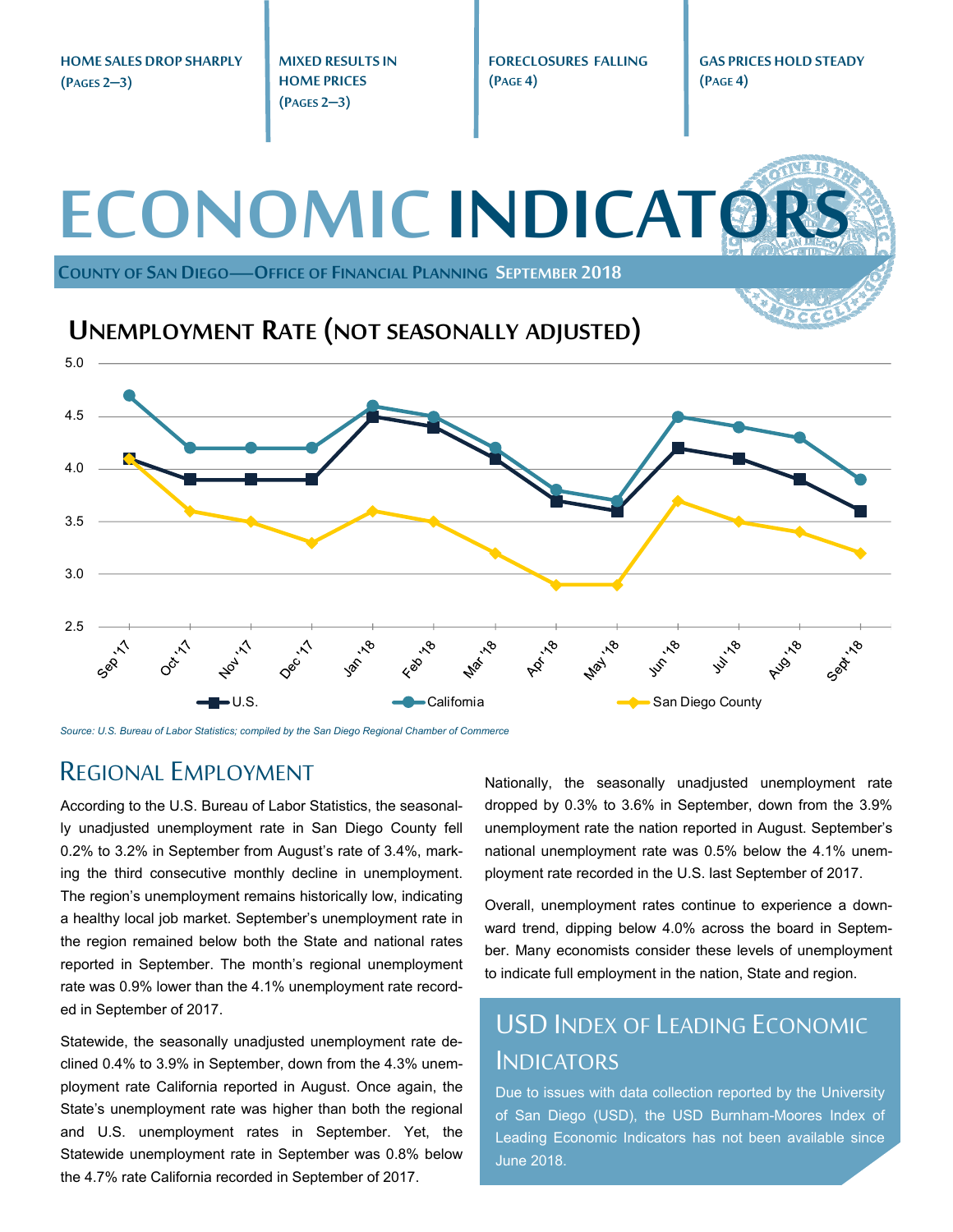**HOME SALES DROP SHARPLY (PAGES 2–3)**

**MIXED RESULTS IN HOME PRICES (PAGES 2–3)**

**FORECLOSURES FALLING (PAGE 4)**

**GAS PRICES HOLD STEADY (PAGE 4)**

# ECONOMIC INDICATORS

**COUNTY OF SAN DIEGO—OFFICE OF FINANCIAL PLANNING SEPTEMBER 2018**

## UNEMPLOYMENT RATE (NOT SEASONALLY ADJUSTED)

| | Sep '17 | Oct '17 | Nov '17 | Dec '17 | Jan '18 | Feb '18 | Mar '18 | Apr '18 | May '18 | Jun '18 | Jul '18 | Aug '18 | Sept '18 |
|---|---|---|---|---|---|---|---|---|---|---|---|---|---|
| U.S. | 4.1 | 3.9 | 3.9 | 3.9 | 4.5 | 4.4 | 4.1 | 3.7 | 3.6 | 4.2 | 4.1 | 3.9 | 3.6 |
| California | 4.7 | 4.2 | 4.2 | 4.2 | 4.6 | 4.5 | 4.2 | 3.8 | 3.7 | 4.5 | 4.4 | 4.3 | 3.9 |
| San Diego County | 4.1 | 3.6 | 3.5 | 3.3 | 3.6 | 3.5 | 3.2 | 2.9 | 2.9 | 3.7 | 3.5 | 3.4 | 3.2 |

*Source: U.S. Bureau of Labor Statistics; compiled by the San Diego Regional Chamber of Commerce*

## REGIONAL EMPLOYMENT

According to the U.S. Bureau of Labor Statistics, the seasonally unadjusted unemployment rate in San Diego County fell 0.2% to 3.2% in September from August's rate of 3.4%, marking the third consecutive monthly decline in unemployment. The region's unemployment remains historically low, indicating a healthy local job market. September's unemployment rate in the region remained below both the State and national rates reported in September. The month's regional unemployment rate was 0.9% lower than the 4.1% unemployment rate recorded in September of 2017.

Statewide, the seasonally unadjusted unemployment rate declined 0.4% to 3.9% in September, down from the 4.3% unemployment rate California reported in August. Once again, the State's unemployment rate was higher than both the regional and U.S. unemployment rates in September. Yet, the Statewide unemployment rate in September was 0.8% below the 4.7% rate California recorded in September of 2017.

Nationally, the seasonally unadjusted unemployment rate dropped by 0.3% to 3.6% in September, down from the 3.9% unemployment rate the nation reported in August. September's national unemployment rate was 0.5% below the 4.1% unemployment rate recorded in the U.S. last September of 2017.

Overall, unemployment rates continue to experience a downward trend, dipping below 4.0% across the board in September. Many economists consider these levels of unemployment to indicate full employment in the nation, State and region.

## USD INDEX OF LEADING ECONOMIC INDICATORS

Due to issues with data collection reported by the University of San Diego (USD), the USD Burnham-Moores Index of Leading Economic Indicators has not been available since June 2018.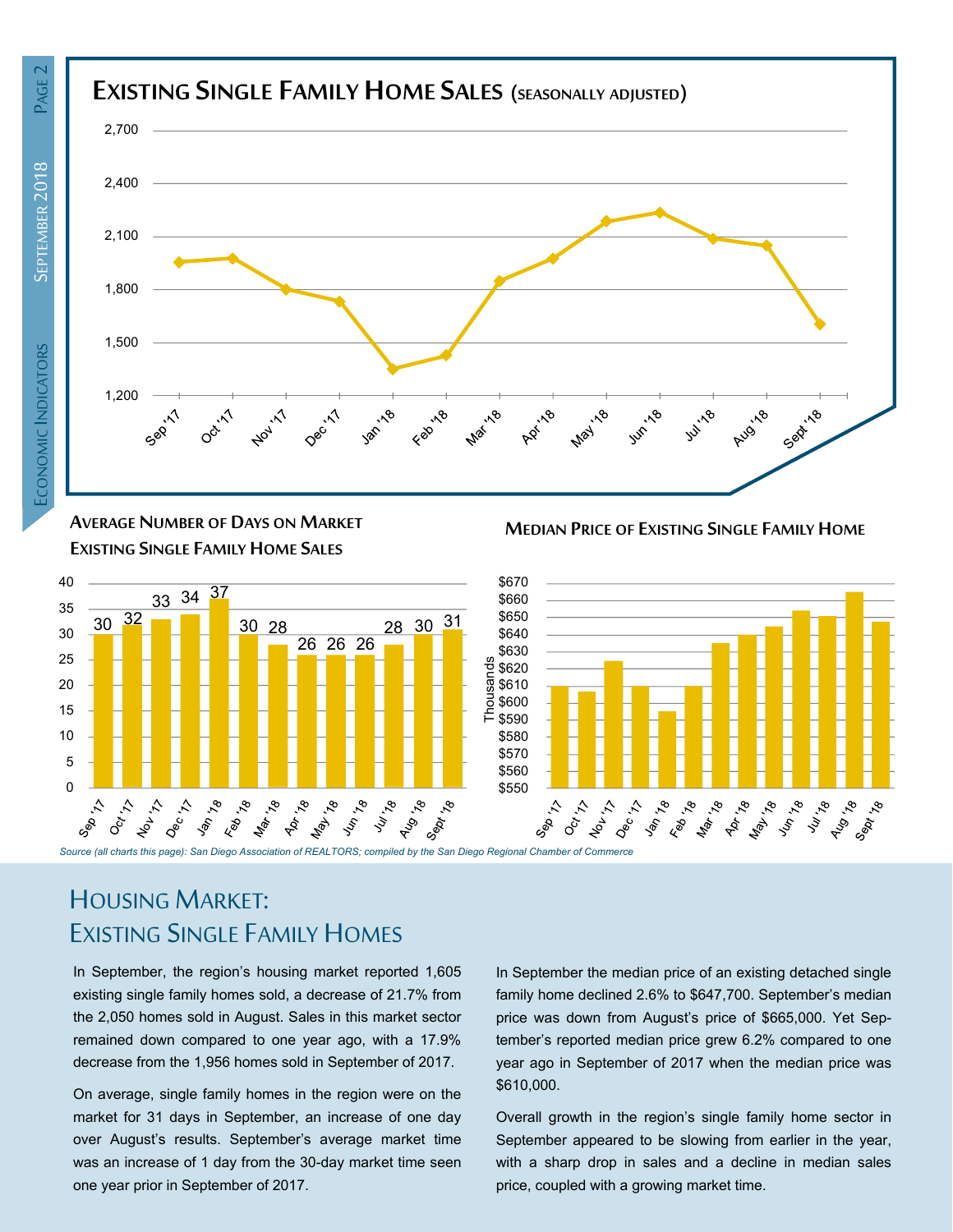## Existing Single Family Home Sales (seasonally adjusted)

### Average Number of Days on Market Existing Single Family Home Sales

| Month | Days |
|---|---|
| Sep '17 | 30 |
| Oct '17 | 32 |
| Nov '17 | 33 |
| Dec '17 | 34 |
| Jan '18 | 37 |
| Feb '18 | 30 |
| Mar '18 | 28 |
| Apr '18 | 26 |
| May '18 | 26 |
| Jun '18 | 26 |
| Jul '18 | 28 |
| Aug '18 | 30 |
| Sept '18 | 31 |

### Median Price of Existing Single Family Home

*Source (all charts this page): San Diego Association of REALTORS; compiled by the San Diego Regional Chamber of Commerce*

## Housing Market: Existing Single Family Homes

In September, the region's housing market reported 1,605 existing single family homes sold, a decrease of 21.7% from the 2,050 homes sold in August. Sales in this market sector remained down compared to one year ago, with a 17.9% decrease from the 1,956 homes sold in September of 2017.

On average, single family homes in the region were on the market for 31 days in September, an increase of one day over August's results. September's average market time was an increase of 1 day from the 30-day market time seen one year prior in September of 2017.

In September the median price of an existing detached single family home declined 2.6% to $647,700. September's median price was down from August's price of $665,000. Yet September's reported median price grew 6.2% compared to one year ago in September of 2017 when the median price was $610,000.

Overall growth in the region's single family home sector in September appeared to be slowing from earlier in the year, with a sharp drop in sales and a decline in median sales price, coupled with a growing market time.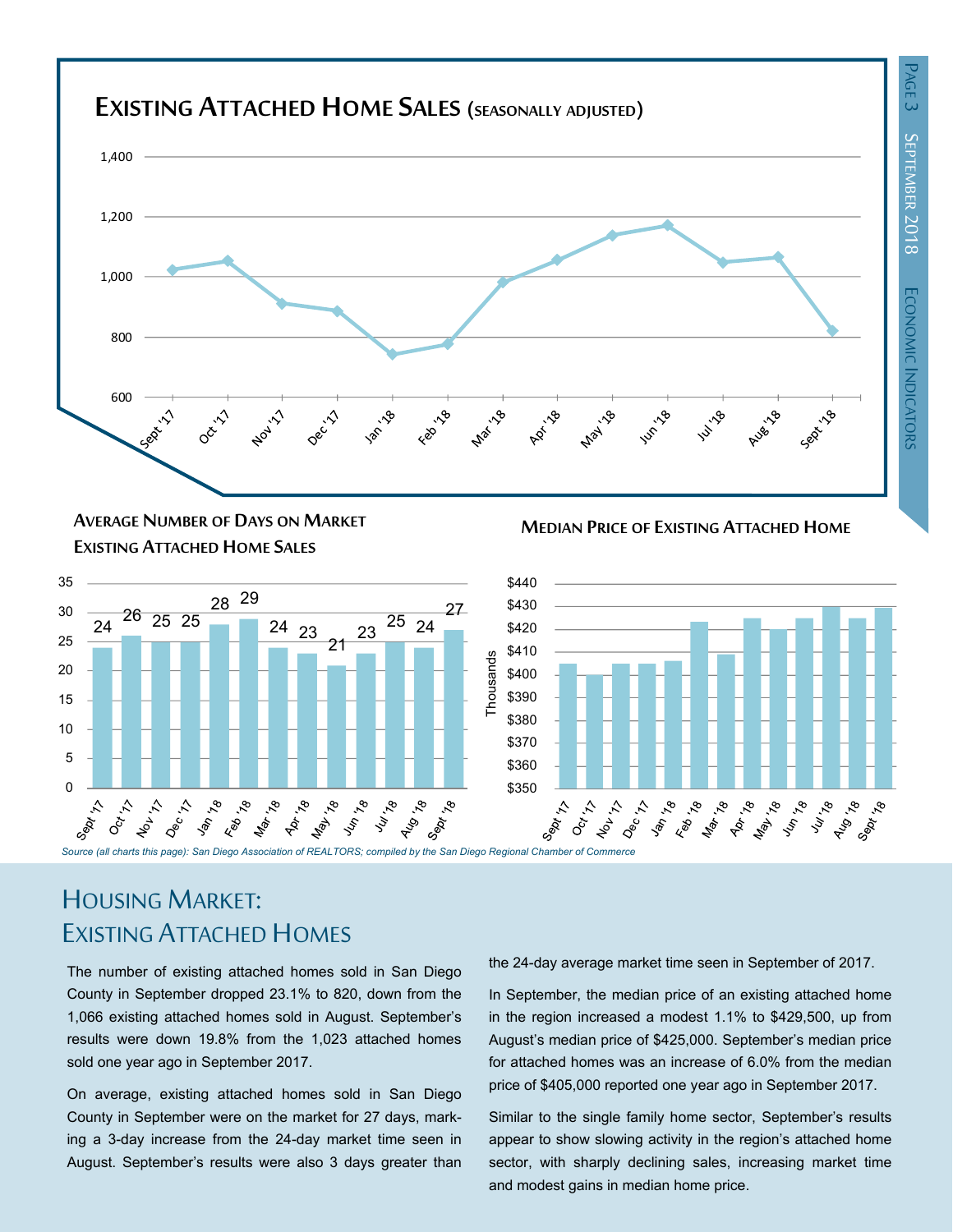## Existing Attached Home Sales (seasonally adjusted)

## Average Number of Days on Market Existing Attached Home Sales

| Month | Days |
|---|---|
| Sept '17 | 24 |
| Oct '17 | 26 |
| Nov '17 | 25 |
| Dec '17 | 25 |
| Jan '18 | 28 |
| Feb '18 | 29 |
| Mar '18 | 24 |
| Apr '18 | 23 |
| May '18 | 21 |
| Jun '18 | 23 |
| Jul '18 | 25 |
| Aug '18 | 24 |
| Sept '18 | 27 |

## Median Price of Existing Attached Home

*Source (all charts this page): San Diego Association of REALTORS; compiled by the San Diego Regional Chamber of Commerce*

# Housing Market: Existing Attached Homes

The number of existing attached homes sold in San Diego County in September dropped 23.1% to 820, down from the 1,066 existing attached homes sold in August. September's results were down 19.8% from the 1,023 attached homes sold one year ago in September 2017.

On average, existing attached homes sold in San Diego County in September were on the market for 27 days, marking a 3-day increase from the 24-day market time seen in August. September's results were also 3 days greater than the 24-day average market time seen in September of 2017.

In September, the median price of an existing attached home in the region increased a modest 1.1% to $429,500, up from August's median price of $425,000. September's median price for attached homes was an increase of 6.0% from the median price of $405,000 reported one year ago in September 2017.

Similar to the single family home sector, September's results appear to show slowing activity in the region's attached home sector, with sharply declining sales, increasing market time and modest gains in median home price.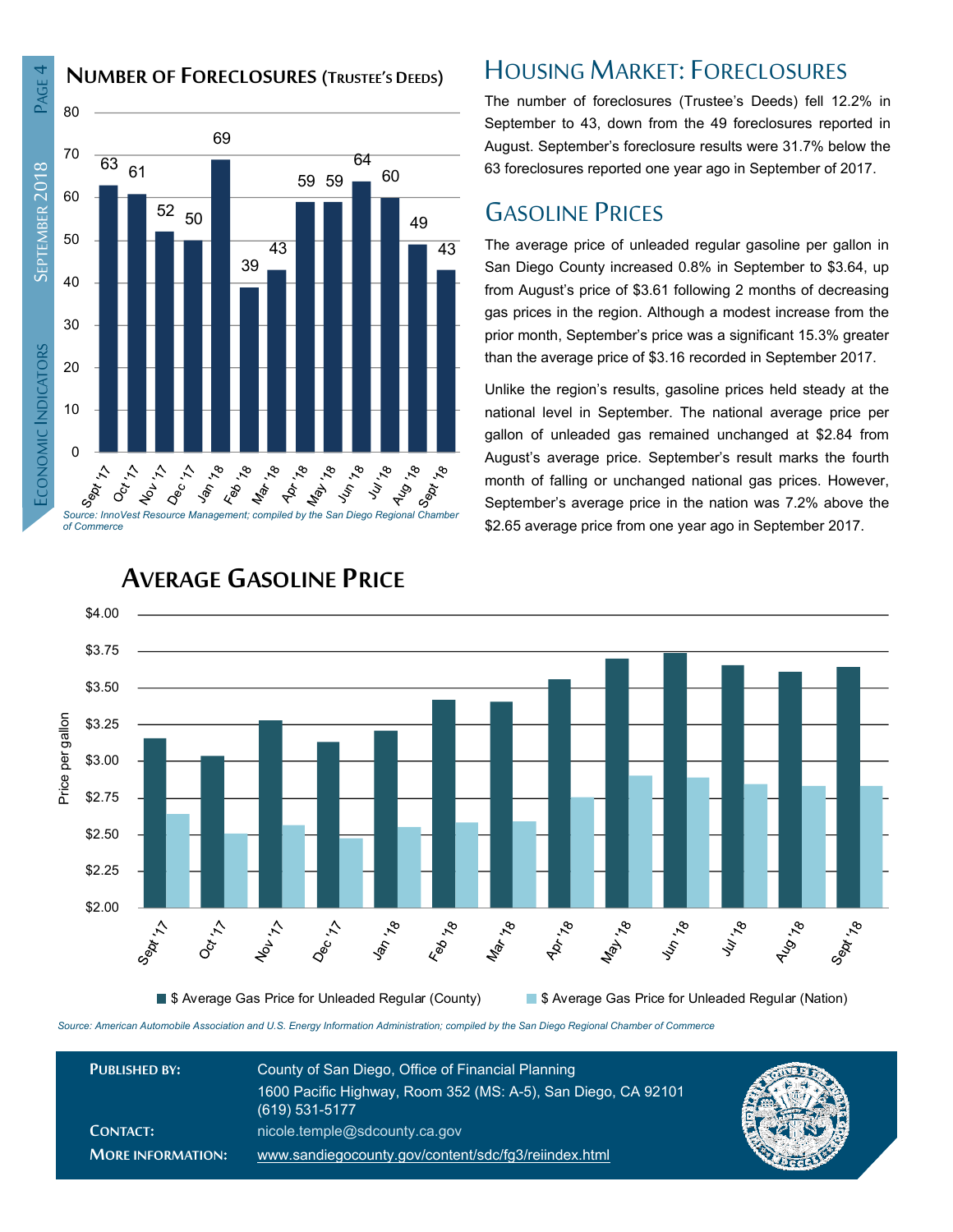## Number of Foreclosures (Trustee's Deeds)

80
70
60
50
40
30
20
10
0

63 61 52 50 69 39 43 59 59 64 60 49 43

Sept '17, Oct '17, Nov '17, Dec '17, Jan '18, Feb '18, Mar '18, Apr '18, May '18, Jun '18, Jul '18, Aug '18, Sept '18

*Source: InnoVest Resource Management; compiled by the San Diego Regional Chamber of Commerce*

## Housing Market: Foreclosures

The number of foreclosures (Trustee's Deeds) fell 12.2% in September to 43, down from the 49 foreclosures reported in August. September's foreclosure results were 31.7% below the 63 foreclosures reported one year ago in September of 2017.

## Gasoline Prices

The average price of unleaded regular gasoline per gallon in San Diego County increased 0.8% in September to $3.64, up from August's price of $3.61 following 2 months of decreasing gas prices in the region. Although a modest increase from the prior month, September's price was a significant 15.3% greater than the average price of $3.16 recorded in September 2017.

Unlike the region's results, gasoline prices held steady at the national level in September. The national average price per gallon of unleaded gas remained unchanged at $2.84 from August's average price. September's result marks the fourth month of falling or unchanged national gas prices. However, September's average price in the nation was 7.2% above the $2.65 average price from one year ago in September 2017.

## Average Gasoline Price

Price per gallon

$4.00
$3.75
$3.50
$3.25
$3.00
$2.75
$2.50
$2.25
$2.00

Sept '17, Oct '17, Nov '17, Dec '17, Jan '18, Feb '18, Mar '18, Apr '18, May '18, Jun '18, Jul '18, Aug '18, Sept '18

$ Average Gas Price for Unleaded Regular (County)
$ Average Gas Price for Unleaded Regular (Nation)

*Source: American Automobile Association and U.S. Energy Information Administration; compiled by the San Diego Regional Chamber of Commerce*

**Published by:** County of San Diego, Office of Financial Planning
1600 Pacific Highway, Room 352 (MS: A-5), San Diego, CA 92101
(619) 531-5177

**Contact:** nicole.temple@sdcounty.ca.gov

**More information:** www.sandiegocounty.gov/content/sdc/fg3/reiindex.html